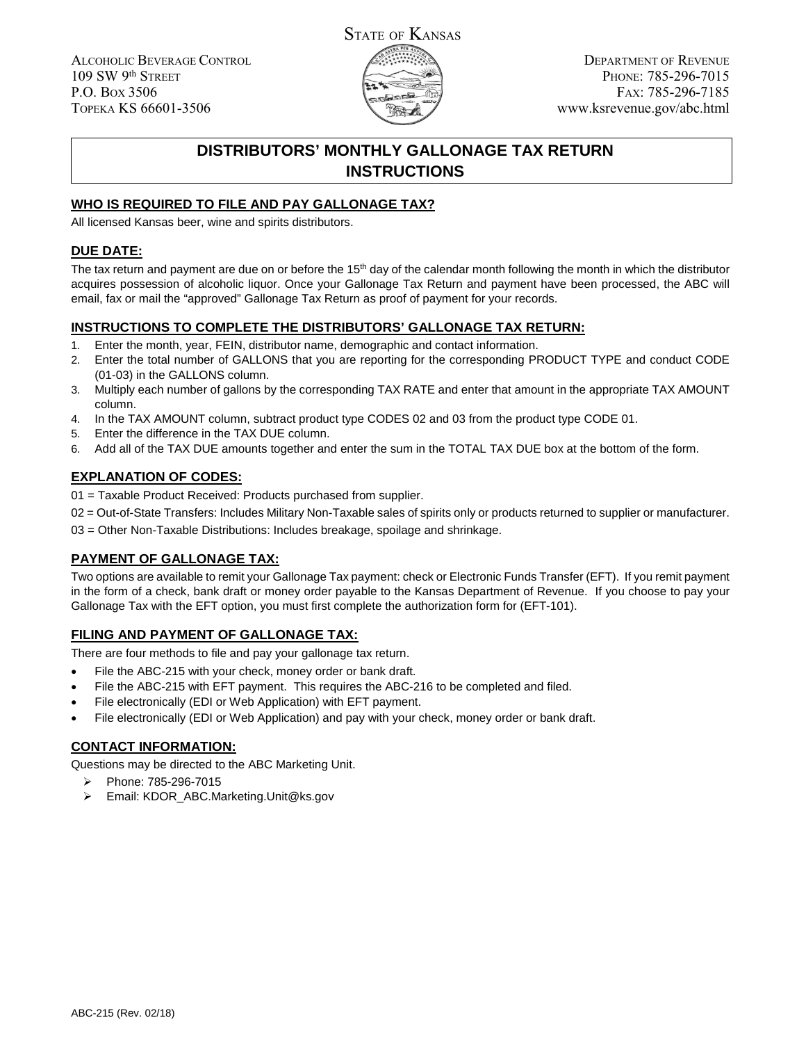STATE OF KANSAS

ALCOHOLIC BEVERAGE CONTROL
109 SW 9th STREET
P.O. BOX 3506
TOPEKA KS 66601-3506

DEPARTMENT OF REVENUE
PHONE: 785-296-7015
FAX: 785-296-7185
www.ksrevenue.gov/abc.html

# DISTRIBUTORS' MONTHLY GALLONAGE TAX RETURN INSTRUCTIONS

## WHO IS REQUIRED TO FILE AND PAY GALLONAGE TAX?

All licensed Kansas beer, wine and spirits distributors.

## DUE DATE:

The tax return and payment are due on or before the 15th day of the calendar month following the month in which the distributor acquires possession of alcoholic liquor. Once your Gallonage Tax Return and payment have been processed, the ABC will email, fax or mail the "approved" Gallonage Tax Return as proof of payment for your records.

## INSTRUCTIONS TO COMPLETE THE DISTRIBUTORS' GALLONAGE TAX RETURN:

1. Enter the month, year, FEIN, distributor name, demographic and contact information.
2. Enter the total number of GALLONS that you are reporting for the corresponding PRODUCT TYPE and conduct CODE (01-03) in the GALLONS column.
3. Multiply each number of gallons by the corresponding TAX RATE and enter that amount in the appropriate TAX AMOUNT column.
4. In the TAX AMOUNT column, subtract product type CODES 02 and 03 from the product type CODE 01.
5. Enter the difference in the TAX DUE column.
6. Add all of the TAX DUE amounts together and enter the sum in the TOTAL TAX DUE box at the bottom of the form.

## EXPLANATION OF CODES:

01 = Taxable Product Received: Products purchased from supplier.

02 = Out-of-State Transfers: Includes Military Non-Taxable sales of spirits only or products returned to supplier or manufacturer.

03 = Other Non-Taxable Distributions: Includes breakage, spoilage and shrinkage.

## PAYMENT OF GALLONAGE TAX:

Two options are available to remit your Gallonage Tax payment: check or Electronic Funds Transfer (EFT). If you remit payment in the form of a check, bank draft or money order payable to the Kansas Department of Revenue. If you choose to pay your Gallonage Tax with the EFT option, you must first complete the authorization form for (EFT-101).

## FILING AND PAYMENT OF GALLONAGE TAX:

There are four methods to file and pay your gallonage tax return.

- File the ABC-215 with your check, money order or bank draft.
- File the ABC-215 with EFT payment. This requires the ABC-216 to be completed and filed.
- File electronically (EDI or Web Application) with EFT payment.
- File electronically (EDI or Web Application) and pay with your check, money order or bank draft.

## CONTACT INFORMATION:

Questions may be directed to the ABC Marketing Unit.

- Phone: 785-296-7015
- Email: KDOR_ABC.Marketing.Unit@ks.gov

ABC-215 (Rev. 02/18)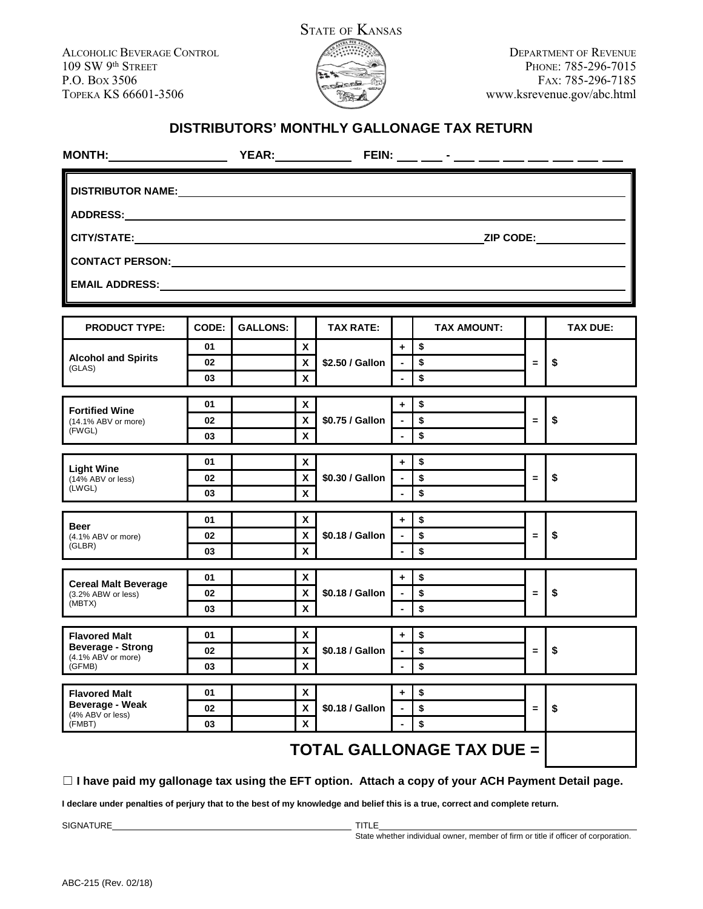State of Kansas

Alcoholic Beverage Control
109 SW 9th Street
P.O. Box 3506
Topeka KS 66601-3506

Department of Revenue
Phone: 785-296-7015
Fax: 785-296-7185
www.ksrevenue.gov/abc.html

## DISTRIBUTORS' MONTHLY GALLONAGE TAX RETURN

**MONTH:**\_\_\_\_\_\_\_\_\_\_\_\_ **YEAR:**\_\_\_\_\_\_\_\_ **FEIN:** \_\_ \_\_ - \_\_ \_\_ \_\_ \_\_ \_\_ \_\_ \_\_

**DISTRIBUTOR NAME:**\_\_\_\_\_\_\_\_\_\_\_\_\_\_\_\_\_\_\_\_\_\_\_\_

**ADDRESS:**\_\_\_\_\_\_\_\_\_\_\_\_\_\_\_\_\_\_\_\_\_\_\_\_

**CITY/STATE:**\_\_\_\_\_\_\_\_\_\_\_\_\_\_\_\_\_\_\_\_ **ZIP CODE:**\_\_\_\_\_\_\_\_

**CONTACT PERSON:**\_\_\_\_\_\_\_\_\_\_\_\_\_\_\_\_\_\_\_\_\_\_\_\_

**EMAIL ADDRESS:**\_\_\_\_\_\_\_\_\_\_\_\_\_\_\_\_\_\_\_\_\_\_\_\_

| PRODUCT TYPE: | CODE: | GALLONS: | | TAX RATE: | | TAX AMOUNT: | | TAX DUE: |
|---|---|---|---|---|---|---|---|---|
| **Alcohol and Spirits** (GLAS) | 01 | | X | $2.50 / Gallon | + | $ | = | $ |
| | 02 | | X | | - | $ | | |
| | 03 | | X | | - | $ | | |
| **Fortified Wine** (14.1% ABV or more) (FWGL) | 01 | | X | $0.75 / Gallon | + | $ | = | $ |
| | 02 | | X | | - | $ | | |
| | 03 | | X | | - | $ | | |
| **Light Wine** (14% ABV or less) (LWGL) | 01 | | X | $0.30 / Gallon | + | $ | = | $ |
| | 02 | | X | | - | $ | | |
| | 03 | | X | | - | $ | | |
| **Beer** (4.1% ABV or more) (GLBR) | 01 | | X | $0.18 / Gallon | + | $ | = | $ |
| | 02 | | X | | - | $ | | |
| | 03 | | X | | - | $ | | |
| **Cereal Malt Beverage** (3.2% ABW or less) (MBTX) | 01 | | X | $0.18 / Gallon | + | $ | = | $ |
| | 02 | | X | | - | $ | | |
| | 03 | | X | | - | $ | | |
| **Flavored Malt Beverage - Strong** (4.1% ABV or more) (GFMB) | 01 | | X | $0.18 / Gallon | + | $ | = | $ |
| | 02 | | X | | - | $ | | |
| | 03 | | X | | - | $ | | |
| **Flavored Malt Beverage - Weak** (4% ABV or less) (FMBT) | 01 | | X | $0.18 / Gallon | + | $ | = | $ |
| | 02 | | X | | - | $ | | |
| | 03 | | X | | - | $ | | |
| | | | | | | **TOTAL GALLONAGE TAX DUE =** | | |

☐ **I have paid my gallonage tax using the EFT option. Attach a copy of your ACH Payment Detail page.**

**I declare under penalties of perjury that to the best of my knowledge and belief this is a true, correct and complete return.**

SIGNATURE\_\_\_\_\_\_\_\_\_\_\_\_\_\_\_\_\_\_\_\_ TITLE\_\_\_\_\_\_\_\_\_\_\_\_\_\_\_\_\_\_\_\_

State whether individual owner, member of firm or title if officer of corporation.

ABC-215 (Rev. 02/18)